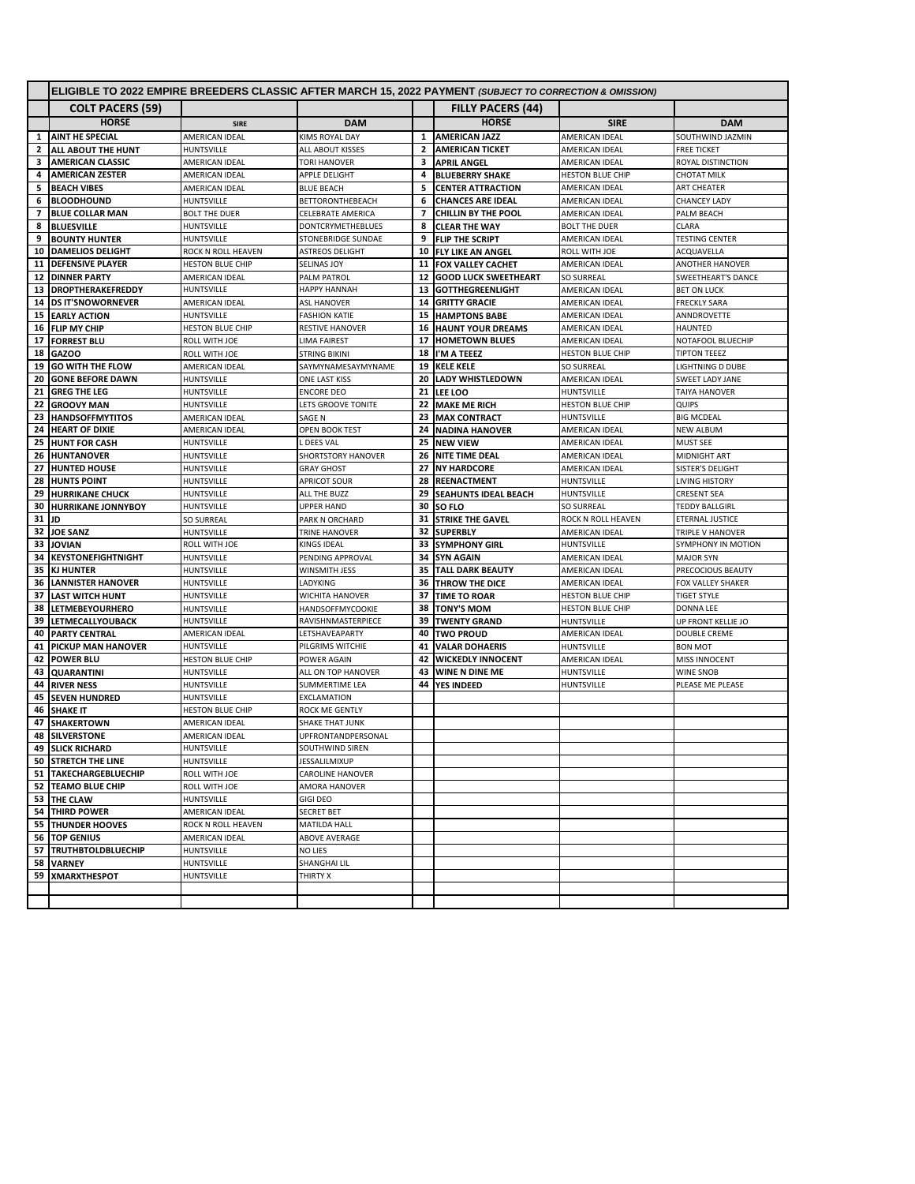# ELIGIBLE TO 2022 EMPIRE BREEDERS CLASSIC AFTER MARCH 15, 2022 PAYMENT *(SUBJECT TO CORRECTION & OMISSION)*

| | COLT PACERS (59) | | | | FILLY PACERS (44) | | |
|---|---|---|---|---|---|---|---|
| | **HORSE** | **SIRE** | **DAM** | | **HORSE** | **SIRE** | **DAM** |
| 1 | AINT HE SPECIAL | AMERICAN IDEAL | KIMS ROYAL DAY | 1 | AMERICAN JAZZ | AMERICAN IDEAL | SOUTHWIND JAZMIN |
| 2 | ALL ABOUT THE HUNT | HUNTSVILLE | ALL ABOUT KISSES | 2 | AMERICAN TICKET | AMERICAN IDEAL | FREE TICKET |
| 3 | AMERICAN CLASSIC | AMERICAN IDEAL | TORI HANOVER | 3 | APRIL ANGEL | AMERICAN IDEAL | ROYAL DISTINCTION |
| 4 | AMERICAN ZESTER | AMERICAN IDEAL | APPLE DELIGHT | 4 | BLUEBERRY SHAKE | HESTON BLUE CHIP | CHOTAT MILK |
| 5 | BEACH VIBES | AMERICAN IDEAL | BLUE BEACH | 5 | CENTER ATTRACTION | AMERICAN IDEAL | ART CHEATER |
| 6 | BLOODHOUND | HUNTSVILLE | BETTORONTHEBEACH | 6 | CHANCES ARE IDEAL | AMERICAN IDEAL | CHANCEY LADY |
| 7 | BLUE COLLAR MAN | BOLT THE DUER | CELEBRATE AMERICA | 7 | CHILLIN BY THE POOL | AMERICAN IDEAL | PALM BEACH |
| 8 | BLUESVILLE | HUNTSVILLE | DONTCRYMETHEBLUES | 8 | CLEAR THE WAY | BOLT THE DUER | CLARA |
| 9 | BOUNTY HUNTER | HUNTSVILLE | STONEBRIDGE SUNDAE | 9 | FLIP THE SCRIPT | AMERICAN IDEAL | TESTING CENTER |
| 10 | DAMELIOS DELIGHT | ROCK N ROLL HEAVEN | ASTREOS DELIGHT | 10 | FLY LIKE AN ANGEL | ROLL WITH JOE | ACQUAVELLA |
| 11 | DEFENSIVE PLAYER | HESTON BLUE CHIP | SELINAS JOY | 11 | FOX VALLEY CACHET | AMERICAN IDEAL | ANOTHER HANOVER |
| 12 | DINNER PARTY | AMERICAN IDEAL | PALM PATROL | 12 | GOOD LUCK SWEETHEART | SO SURREAL | SWEETHEART'S DANCE |
| 13 | DROPTHERAKEFREDDY | HUNTSVILLE | HAPPY HANNAH | 13 | GOTTHEGREENLIGHT | AMERICAN IDEAL | BET ON LUCK |
| 14 | DS IT'SNOWORNEVER | AMERICAN IDEAL | ASL HANOVER | 14 | GRITTY GRACIE | AMERICAN IDEAL | FRECKLY SARA |
| 15 | EARLY ACTION | HUNTSVILLE | FASHION KATIE | 15 | HAMPTONS BABE | AMERICAN IDEAL | ANNDROVETTE |
| 16 | FLIP MY CHIP | HESTON BLUE CHIP | RESTIVE HANOVER | 16 | HAUNT YOUR DREAMS | AMERICAN IDEAL | HAUNTED |
| 17 | FORREST BLU | ROLL WITH JOE | LIMA FAIREST | 17 | HOMETOWN BLUES | AMERICAN IDEAL | NOTAFOOL BLUECHIP |
| 18 | GAZOO | ROLL WITH JOE | STRING BIKINI | 18 | I'M A TEEEZ | HESTON BLUE CHIP | TIPTON TEEEZ |
| 19 | GO WITH THE FLOW | AMERICAN IDEAL | SAYMYNAMESAYMYNAME | 19 | KELE KELE | SO SURREAL | LIGHTNING D DUBE |
| 20 | GONE BEFORE DAWN | HUNTSVILLE | ONE LAST KISS | 20 | LADY WHISTLEDOWN | AMERICAN IDEAL | SWEET LADY JANE |
| 21 | GREG THE LEG | HUNTSVILLE | ENCORE DEO | 21 | LEE LOO | HUNTSVILLE | TAIYA HANOVER |
| 22 | GROOVY MAN | HUNTSVILLE | LETS GROOVE TONITE | 22 | MAKE ME RICH | HESTON BLUE CHIP | QUIPS |
| 23 | HANDSOFFMYTITOS | AMERICAN IDEAL | SAGE N | 23 | MAX CONTRACT | HUNTSVILLE | BIG MCDEAL |
| 24 | HEART OF DIXIE | AMERICAN IDEAL | OPEN BOOK TEST | 24 | NADINA HANOVER | AMERICAN IDEAL | NEW ALBUM |
| 25 | HUNT FOR CASH | HUNTSVILLE | L DEES VAL | 25 | NEW VIEW | AMERICAN IDEAL | MUST SEE |
| 26 | HUNTANOVER | HUNTSVILLE | SHORTSTORY HANOVER | 26 | NITE TIME DEAL | AMERICAN IDEAL | MIDNIGHT ART |
| 27 | HUNTED HOUSE | HUNTSVILLE | GRAY GHOST | 27 | NY HARDCORE | AMERICAN IDEAL | SISTER'S DELIGHT |
| 28 | HUNTS POINT | HUNTSVILLE | APRICOT SOUR | 28 | REENACTMENT | HUNTSVILLE | LIVING HISTORY |
| 29 | HURRIKANE CHUCK | HUNTSVILLE | ALL THE BUZZ | 29 | SEAHUNTS IDEAL BEACH | HUNTSVILLE | CRESENT SEA |
| 30 | HURRIKANE JONNYBOY | HUNTSVILLE | UPPER HAND | 30 | SO FLO | SO SURREAL | TEDDY BALLGIRL |
| 31 | JD | SO SURREAL | PARK N ORCHARD | 31 | STRIKE THE GAVEL | ROCK N ROLL HEAVEN | ETERNAL JUSTICE |
| 32 | JOE SANZ | HUNTSVILLE | TRINE HANOVER | 32 | SUPERBLY | AMERICAN IDEAL | TRIPLE V HANOVER |
| 33 | JOVIAN | ROLL WITH JOE | KINGS IDEAL | 33 | SYMPHONY GIRL | HUNTSVILLE | SYMPHONY IN MOTION |
| 34 | KEYSTONEFIGHTNIGHT | HUNTSVILLE | PENDING APPROVAL | 34 | SYN AGAIN | AMERICAN IDEAL | MAJOR SYN |
| 35 | KJ HUNTER | HUNTSVILLE | WINSMITH JESS | 35 | TALL DARK BEAUTY | AMERICAN IDEAL | PRECOCIOUS BEAUTY |
| 36 | LANNISTER HANOVER | HUNTSVILLE | LADYKING | 36 | THROW THE DICE | AMERICAN IDEAL | FOX VALLEY SHAKER |
| 37 | LAST WITCH HUNT | HUNTSVILLE | WICHITA HANOVER | 37 | TIME TO ROAR | HESTON BLUE CHIP | TIGET STYLE |
| 38 | LETMEBEYOURHERO | HUNTSVILLE | HANDSOFFMYCOOKIE | 38 | TONY'S MOM | HESTON BLUE CHIP | DONNA LEE |
| 39 | LETMECALLYOUBACK | HUNTSVILLE | RAVISHNMASTERPIECE | 39 | TWENTY GRAND | HUNTSVILLE | UP FRONT KELLIE JO |
| 40 | PARTY CENTRAL | AMERICAN IDEAL | LETSHAVEAPARTY | 40 | TWO PROUD | AMERICAN IDEAL | DOUBLE CREME |
| 41 | PICKUP MAN HANOVER | HUNTSVILLE | PILGRIMS WITCHIE | 41 | VALAR DOHAERIS | HUNTSVILLE | BON MOT |
| 42 | POWER BLU | HESTON BLUE CHIP | POWER AGAIN | 42 | WICKEDLY INNOCENT | AMERICAN IDEAL | MISS INNOCENT |
| 43 | QUARANTINI | HUNTSVILLE | ALL ON TOP HANOVER | 43 | WINE N DINE ME | HUNTSVILLE | WINE SNOB |
| 44 | RIVER NESS | HUNTSVILLE | SUMMERTIME LEA | 44 | YES INDEED | HUNTSVILLE | PLEASE ME PLEASE |
| 45 | SEVEN HUNDRED | HUNTSVILLE | EXCLAMATION | | | | |
| 46 | SHAKE IT | HESTON BLUE CHIP | ROCK ME GENTLY | | | | |
| 47 | SHAKERTOWN | AMERICAN IDEAL | SHAKE THAT JUNK | | | | |
| 48 | SILVERSTONE | AMERICAN IDEAL | UPFRONTANDPERSONAL | | | | |
| 49 | SLICK RICHARD | HUNTSVILLE | SOUTHWIND SIREN | | | | |
| 50 | STRETCH THE LINE | HUNTSVILLE | JESSALILMIXUP | | | | |
| 51 | TAKECHARGEBLUECHIP | ROLL WITH JOE | CAROLINE HANOVER | | | | |
| 52 | TEAMO BLUE CHIP | ROLL WITH JOE | AMORA HANOVER | | | | |
| 53 | THE CLAW | HUNTSVILLE | GIGI DEO | | | | |
| 54 | THIRD POWER | AMERICAN IDEAL | SECRET BET | | | | |
| 55 | THUNDER HOOVES | ROCK N ROLL HEAVEN | MATILDA HALL | | | | |
| 56 | TOP GENIUS | AMERICAN IDEAL | ABOVE AVERAGE | | | | |
| 57 | TRUTHBTOLDBLUECHIP | HUNTSVILLE | NO LIES | | | | |
| 58 | VARNEY | HUNTSVILLE | SHANGHAI LIL | | | | |
| 59 | XMARXTHESPOT | HUNTSVILLE | THIRTY X | | | | |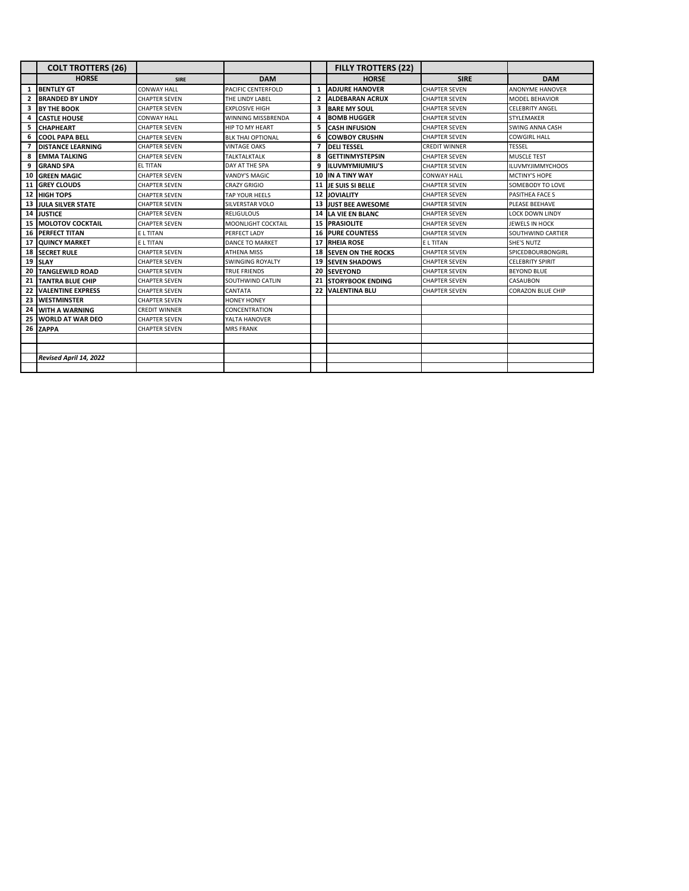| | COLT TROTTERS (26) | | | | FILLY TROTTERS (22) | | |
|---|---|---|---|---|---|---|---|
| | HORSE | SIRE | DAM | | HORSE | SIRE | DAM |
| 1 | BENTLEY GT | CONWAY HALL | PACIFIC CENTERFOLD | 1 | ADJURE HANOVER | CHAPTER SEVEN | ANONYME HANOVER |
| 2 | BRANDED BY LINDY | CHAPTER SEVEN | THE LINDY LABEL | 2 | ALDEBARAN ACRUX | CHAPTER SEVEN | MODEL BEHAVIOR |
| 3 | BY THE BOOK | CHAPTER SEVEN | EXPLOSIVE HIGH | 3 | BARE MY SOUL | CHAPTER SEVEN | CELEBRITY ANGEL |
| 4 | CASTLE HOUSE | CONWAY HALL | WINNING MISSBRENDA | 4 | BOMB HUGGER | CHAPTER SEVEN | STYLEMAKER |
| 5 | CHAPHEART | CHAPTER SEVEN | HIP TO MY HEART | 5 | CASH INFUSION | CHAPTER SEVEN | SWING ANNA CASH |
| 6 | COOL PAPA BELL | CHAPTER SEVEN | BLK THAI OPTIONAL | 6 | COWBOY CRUSHN | CHAPTER SEVEN | COWGIRL HALL |
| 7 | DISTANCE LEARNING | CHAPTER SEVEN | VINTAGE OAKS | 7 | DELI TESSEL | CREDIT WINNER | TESSEL |
| 8 | EMMA TALKING | CHAPTER SEVEN | TALKTALKTALK | 8 | GETTINMYSTEPSIN | CHAPTER SEVEN | MUSCLE TEST |
| 9 | GRAND SPA | EL TITAN | DAY AT THE SPA | 9 | ILUVMYMIUMIU'S | CHAPTER SEVEN | ILUVMYJIMMYCHOOS |
| 10 | GREEN MAGIC | CHAPTER SEVEN | VANDY'S MAGIC | 10 | IN A TINY WAY | CONWAY HALL | MCTINY'S HOPE |
| 11 | GREY CLOUDS | CHAPTER SEVEN | CRAZY GRIGIO | 11 | JE SUIS SI BELLE | CHAPTER SEVEN | SOMEBODY TO LOVE |
| 12 | HIGH TOPS | CHAPTER SEVEN | TAP YOUR HEELS | 12 | JOVIALITY | CHAPTER SEVEN | PASITHEA FACE S |
| 13 | JULA SILVER STATE | CHAPTER SEVEN | SILVERSTAR VOLO | 13 | JUST BEE AWESOME | CHAPTER SEVEN | PLEASE BEEHAVE |
| 14 | JUSTICE | CHAPTER SEVEN | RELIGULOUS | 14 | LA VIE EN BLANC | CHAPTER SEVEN | LOCK DOWN LINDY |
| 15 | MOLOTOV COCKTAIL | CHAPTER SEVEN | MOONLIGHT COCKTAIL | 15 | PRASIOLITE | CHAPTER SEVEN | JEWELS IN HOCK |
| 16 | PERFECT TITAN | E L TITAN | PERFECT LADY | 16 | PURE COUNTESS | CHAPTER SEVEN | SOUTHWIND CARTIER |
| 17 | QUINCY MARKET | E L TITAN | DANCE TO MARKET | 17 | RHEIA ROSE | E L TITAN | SHE'S NUTZ |
| 18 | SECRET RULE | CHAPTER SEVEN | ATHENA MISS | 18 | SEVEN ON THE ROCKS | CHAPTER SEVEN | SPICEDBOURBONGIRL |
| 19 | SLAY | CHAPTER SEVEN | SWINGING ROYALTY | 19 | SEVEN SHADOWS | CHAPTER SEVEN | CELEBRITY SPIRIT |
| 20 | TANGLEWILD ROAD | CHAPTER SEVEN | TRUE FRIENDS | 20 | SEVEYOND | CHAPTER SEVEN | BEYOND BLUE |
| 21 | TANTRA BLUE CHIP | CHAPTER SEVEN | SOUTHWIND CATLIN | 21 | STORYBOOK ENDING | CHAPTER SEVEN | CASAUBON |
| 22 | VALENTINE EXPRESS | CHAPTER SEVEN | CANTATA | 22 | VALENTINA BLU | CHAPTER SEVEN | CORAZON BLUE CHIP |
| 23 | WESTMINSTER | CHAPTER SEVEN | HONEY HONEY | | | | |
| 24 | WITH A WARNING | CREDIT WINNER | CONCENTRATION | | | | |
| 25 | WORLD AT WAR DEO | CHAPTER SEVEN | YALTA HANOVER | | | | |
| 26 | ZAPPA | CHAPTER SEVEN | MRS FRANK | | | | |
| | | | | | | | |
| | | | | | | | |
| | *Revised April 14, 2022* | | | | | | |
| | | | | | | | |